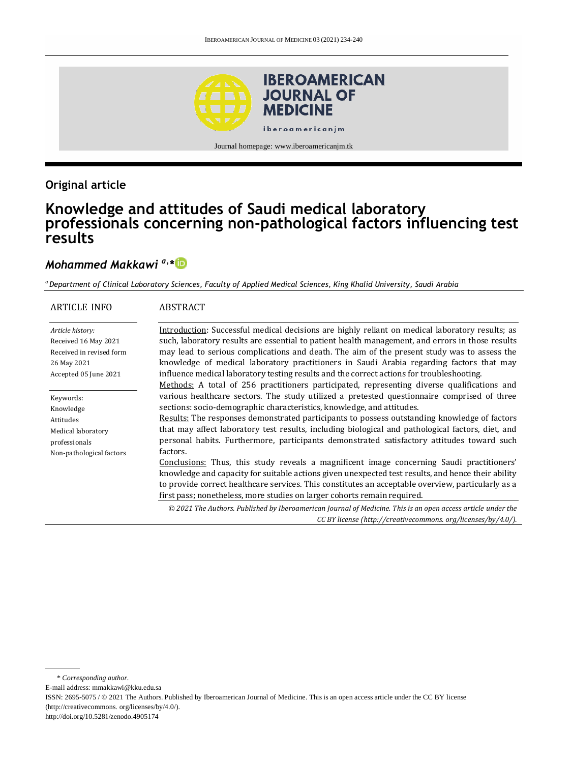## Original article

# Knowledge and attitudes of Saudi medical laboratory professionals concerning non-pathological factors influencing test results

## *Mohammed Makkawi* [a,*]

[a] *Department of Clinical Laboratory Sciences, Faculty of Applied Medical Sciences, King Khalid University, Saudi Arabia*

### ARTICLE INFO

*Article history:*
Received 16 May 2021
Received in revised form 26 May 2021
Accepted 05 June 2021

Keywords:
Knowledge
Attitudes
Medical laboratory professionals
Non-pathological factors

### ABSTRACT

Introduction: Successful medical decisions are highly reliant on medical laboratory results; as such, laboratory results are essential to patient health management, and errors in those results may lead to serious complications and death. The aim of the present study was to assess the knowledge of medical laboratory practitioners in Saudi Arabia regarding factors that may influence medical laboratory testing results and the correct actions for troubleshooting.

Methods: A total of 256 practitioners participated, representing diverse qualifications and various healthcare sectors. The study utilized a pretested questionnaire comprised of three sections: socio-demographic characteristics, knowledge, and attitudes.

Results: The responses demonstrated participants to possess outstanding knowledge of factors that may affect laboratory test results, including biological and pathological factors, diet, and personal habits. Furthermore, participants demonstrated satisfactory attitudes toward such factors.

Conclusions: Thus, this study reveals a magnificent image concerning Saudi practitioners' knowledge and capacity for suitable actions given unexpected test results, and hence their ability to provide correct healthcare services. This constitutes an acceptable overview, particularly as a first pass; nonetheless, more studies on larger cohorts remain required.

*© 2021 The Authors. Published by Iberoamerican Journal of Medicine. This is an open access article under the CC BY license (http://creativecommons. org/licenses/by/4.0/).*

\* *Corresponding author.*
E-mail address: mmakkawi@kku.edu.sa
ISSN: 2695-5075 / © 2021 The Authors. Published by Iberoamerican Journal of Medicine. This is an open access article under the CC BY license (http://creativecommons. org/licenses/by/4.0/).
http://doi.org/10.5281/zenodo.4905174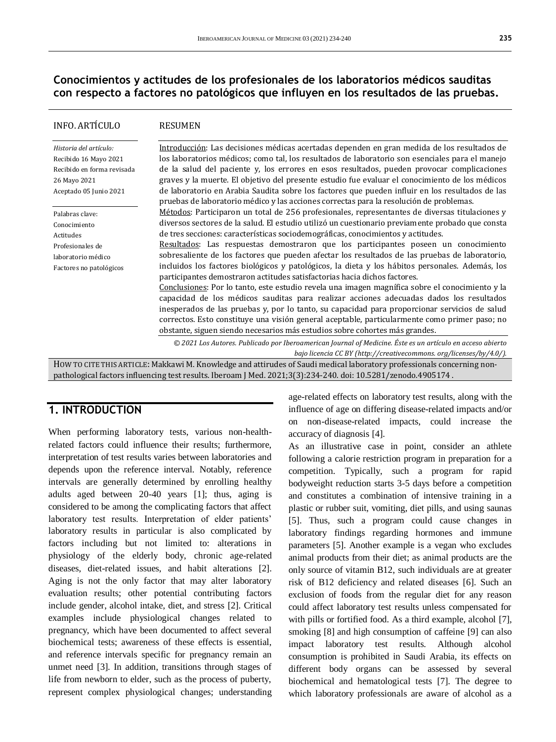## Conocimientos y actitudes de los profesionales de los laboratorios médicos sauditas con respecto a factores no patológicos que influyen en los resultados de las pruebas.

INFO. ARTÍCULO

*Historia del artículo:*
Recibido 16 Mayo 2021
Recibido en forma revisada 26 Mayo 2021
Aceptado 05 Junio 2021

Palabras clave:
Conocimiento
Actitudes
Profesionales de laboratorio médico
Factores no patológicos

RESUMEN

Introducción: Las decisiones médicas acertadas dependen en gran medida de los resultados de los laboratorios médicos; como tal, los resultados de laboratorio son esenciales para el manejo de la salud del paciente y, los errores en esos resultados, pueden provocar complicaciones graves y la muerte. El objetivo del presente estudio fue evaluar el conocimiento de los médicos de laboratorio en Arabia Saudita sobre los factores que pueden influir en los resultados de las pruebas de laboratorio médico y las acciones correctas para la resolución de problemas.
Métodos: Participaron un total de 256 profesionales, representantes de diversas titulaciones y diversos sectores de la salud. El estudio utilizó un cuestionario previamente probado que consta de tres secciones: características sociodemográficas, conocimientos y actitudes.
Resultados: Las respuestas demostraron que los participantes poseen un conocimiento sobresaliente de los factores que pueden afectar los resultados de las pruebas de laboratorio, incluidos los factores biológicos y patológicos, la dieta y los hábitos personales. Además, los participantes demostraron actitudes satisfactorias hacia dichos factores.
Conclusiones: Por lo tanto, este estudio revela una imagen magnífica sobre el conocimiento y la capacidad de los médicos sauditas para realizar acciones adecuadas dados los resultados inesperados de las pruebas y, por lo tanto, su capacidad para proporcionar servicios de salud correctos. Esto constituye una visión general aceptable, particularmente como primer paso; no obstante, siguen siendo necesarios más estudios sobre cohortes más grandes.

*© 2021 Los Autores. Publicado por Iberoamerican Journal of Medicine. Éste es un artículo en acceso abierto bajo licencia CC BY (http://creativecommons. org/licenses/by/4.0/).*

HOW TO CITE THIS ARTICLE: Makkawi M. Knowledge and attirudes of Saudi medical laboratory professionals concerning non-pathological factors influencing test results. Iberoam J Med. 2021;3(3):234-240. doi: 10.5281/zenodo.4905174 .

## 1. INTRODUCTION

When performing laboratory tests, various non-health-related factors could influence their results; furthermore, interpretation of test results varies between laboratories and depends upon the reference interval. Notably, reference intervals are generally determined by enrolling healthy adults aged between 20-40 years [1]; thus, aging is considered to be among the complicating factors that affect laboratory test results. Interpretation of elder patients' laboratory results in particular is also complicated by factors including but not limited to: alterations in physiology of the elderly body, chronic age-related diseases, diet-related issues, and habit alterations [2]. Aging is not the only factor that may alter laboratory evaluation results; other potential contributing factors include gender, alcohol intake, diet, and stress [2]. Critical examples include physiological changes related to pregnancy, which have been documented to affect several biochemical tests; awareness of these effects is essential, and reference intervals specific for pregnancy remain an unmet need [3]. In addition, transitions through stages of life from newborn to elder, such as the process of puberty, represent complex physiological changes; understanding age-related effects on laboratory test results, along with the influence of age on differing disease-related impacts and/or on non-disease-related impacts, could increase the accuracy of diagnosis [4].

As an illustrative case in point, consider an athlete following a calorie restriction program in preparation for a competition. Typically, such a program for rapid bodyweight reduction starts 3-5 days before a competition and constitutes a combination of intensive training in a plastic or rubber suit, vomiting, diet pills, and using saunas [5]. Thus, such a program could cause changes in laboratory findings regarding hormones and immune parameters [5]. Another example is a vegan who excludes animal products from their diet; as animal products are the only source of vitamin B12, such individuals are at greater risk of B12 deficiency and related diseases [6]. Such an exclusion of foods from the regular diet for any reason could affect laboratory test results unless compensated for with pills or fortified food. As a third example, alcohol [7], smoking [8] and high consumption of caffeine [9] can also impact laboratory test results. Although alcohol consumption is prohibited in Saudi Arabia, its effects on different body organs can be assessed by several biochemical and hematological tests [7]. The degree to which laboratory professionals are aware of alcohol as a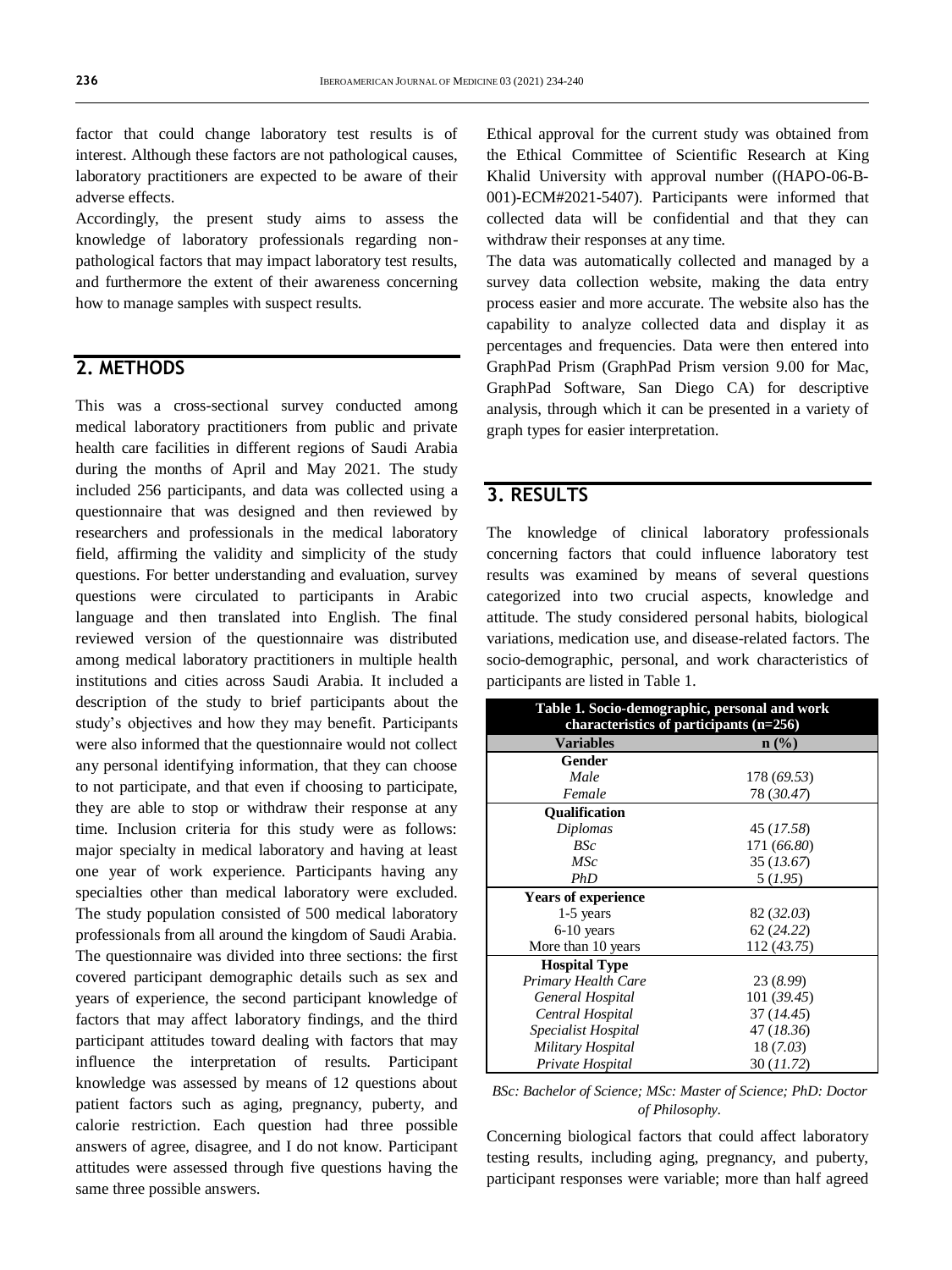factor that could change laboratory test results is of interest. Although these factors are not pathological causes, laboratory practitioners are expected to be aware of their adverse effects.

Accordingly, the present study aims to assess the knowledge of laboratory professionals regarding non-pathological factors that may impact laboratory test results, and furthermore the extent of their awareness concerning how to manage samples with suspect results.

## 2. METHODS

This was a cross-sectional survey conducted among medical laboratory practitioners from public and private health care facilities in different regions of Saudi Arabia during the months of April and May 2021. The study included 256 participants, and data was collected using a questionnaire that was designed and then reviewed by researchers and professionals in the medical laboratory field, affirming the validity and simplicity of the study questions. For better understanding and evaluation, survey questions were circulated to participants in Arabic language and then translated into English. The final reviewed version of the questionnaire was distributed among medical laboratory practitioners in multiple health institutions and cities across Saudi Arabia. It included a description of the study to brief participants about the study's objectives and how they may benefit. Participants were also informed that the questionnaire would not collect any personal identifying information, that they can choose to not participate, and that even if choosing to participate, they are able to stop or withdraw their response at any time. Inclusion criteria for this study were as follows: major specialty in medical laboratory and having at least one year of work experience. Participants having any specialties other than medical laboratory were excluded. The study population consisted of 500 medical laboratory professionals from all around the kingdom of Saudi Arabia. The questionnaire was divided into three sections: the first covered participant demographic details such as sex and years of experience, the second participant knowledge of factors that may affect laboratory findings, and the third participant attitudes toward dealing with factors that may influence the interpretation of results. Participant knowledge was assessed by means of 12 questions about patient factors such as aging, pregnancy, puberty, and calorie restriction. Each question had three possible answers of agree, disagree, and I do not know. Participant attitudes were assessed through five questions having the same three possible answers.

Ethical approval for the current study was obtained from the Ethical Committee of Scientific Research at King Khalid University with approval number ((HAPO-06-B-001)-ECM#2021-5407). Participants were informed that collected data will be confidential and that they can withdraw their responses at any time.

The data was automatically collected and managed by a survey data collection website, making the data entry process easier and more accurate. The website also has the capability to analyze collected data and display it as percentages and frequencies. Data were then entered into GraphPad Prism (GraphPad Prism version 9.00 for Mac, GraphPad Software, San Diego CA) for descriptive analysis, through which it can be presented in a variety of graph types for easier interpretation.

## 3. RESULTS

The knowledge of clinical laboratory professionals concerning factors that could influence laboratory test results was examined by means of several questions categorized into two crucial aspects, knowledge and attitude. The study considered personal habits, biological variations, medication use, and disease-related factors. The socio-demographic, personal, and work characteristics of participants are listed in Table 1.

**Table 1. Socio-demographic, personal and work characteristics of participants (n=256)**

| Variables | n (%) |
|---|---|
| **Gender** | |
| *Male* | 178 (*69.53*) |
| *Female* | 78 (*30.47*) |
| **Qualification** | |
| *Diplomas* | 45 (*17.58*) |
| *BSc* | 171 (*66.80*) |
| *MSc* | 35 (*13.67*) |
| *PhD* | 5 (*1.95*) |
| **Years of experience** | |
| 1-5 years | 82 (*32.03*) |
| 6-10 years | 62 (*24.22*) |
| More than 10 years | 112 (*43.75*) |
| **Hospital Type** | |
| *Primary Health Care* | 23 (*8.99*) |
| *General Hospital* | 101 (*39.45*) |
| *Central Hospital* | 37 (*14.45*) |
| *Specialist Hospital* | 47 (*18.36*) |
| *Military Hospital* | 18 (*7.03*) |
| *Private Hospital* | 30 (*11.72*) |

*BSc: Bachelor of Science; MSc: Master of Science; PhD: Doctor of Philosophy.*

Concerning biological factors that could affect laboratory testing results, including aging, pregnancy, and puberty, participant responses were variable; more than half agreed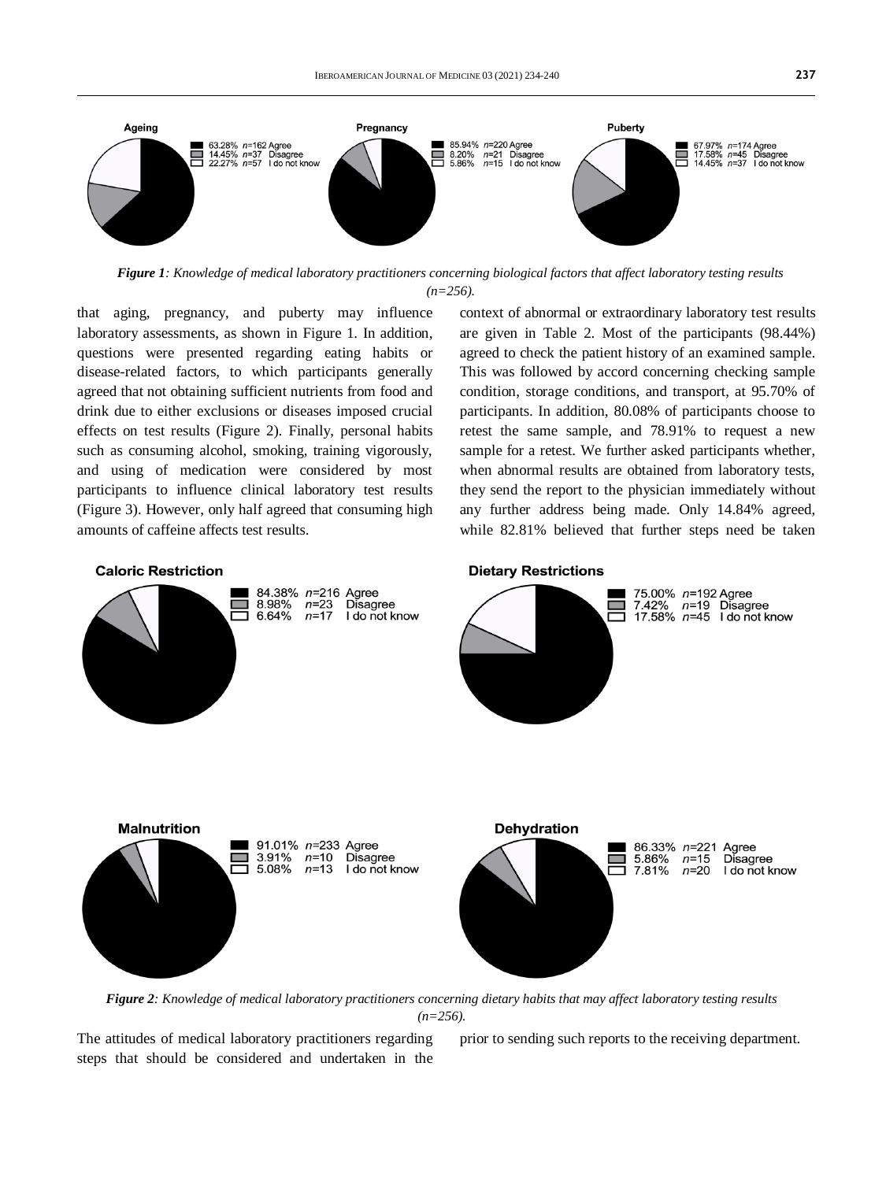**Figure 1**: *Knowledge of medical laboratory practitioners concerning biological factors that affect laboratory testing results (n=256).*

that aging, pregnancy, and puberty may influence laboratory assessments, as shown in Figure 1. In addition, questions were presented regarding eating habits or disease-related factors, to which participants generally agreed that not obtaining sufficient nutrients from food and drink due to either exclusions or diseases imposed crucial effects on test results (Figure 2). Finally, personal habits such as consuming alcohol, smoking, training vigorously, and using of medication were considered by most participants to influence clinical laboratory test results (Figure 3). However, only half agreed that consuming high amounts of caffeine affects test results.

**Figure 2**: *Knowledge of medical laboratory practitioners concerning dietary habits that may affect laboratory testing results (n=256).*

The attitudes of medical laboratory practitioners regarding steps that should be considered and undertaken in the context of abnormal or extraordinary laboratory test results are given in Table 2. Most of the participants (98.44%) agreed to check the patient history of an examined sample. This was followed by accord concerning checking sample condition, storage conditions, and transport, at 95.70% of participants. In addition, 80.08% of participants choose to retest the same sample, and 78.91% to request a new sample for a retest. We further asked participants whether, when abnormal results are obtained from laboratory tests, they send the report to the physician immediately without any further address being made. Only 14.84% agreed, while 82.81% believed that further steps need be taken prior to sending such reports to the receiving department.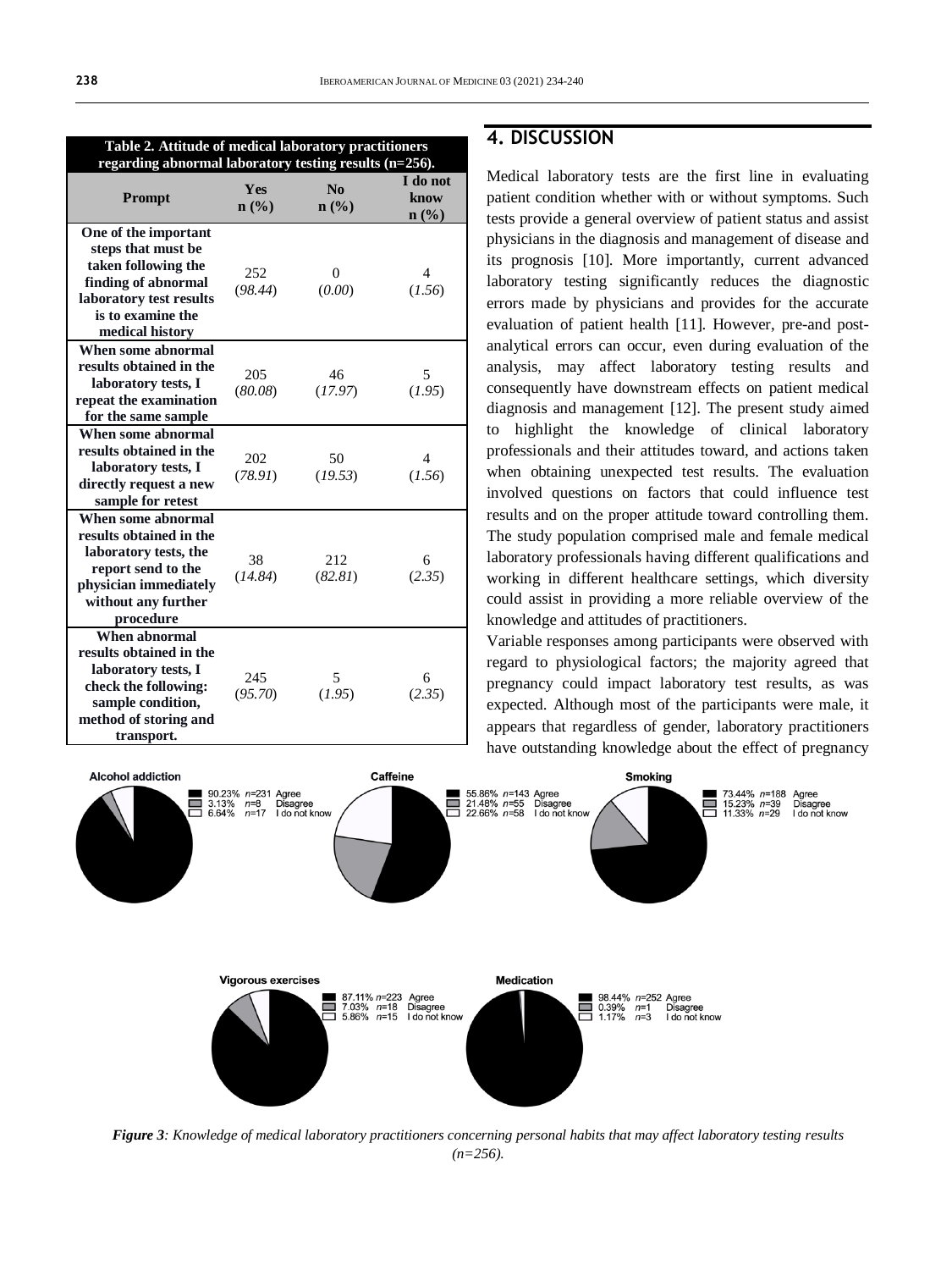**Table 2. Attitude of medical laboratory practitioners regarding abnormal laboratory testing results (n=256).**

| Prompt | Yes n (%) | No n (%) | I do not know n (%) |
|---|---|---|---|
| One of the important steps that must be taken following the finding of abnormal laboratory test results is to examine the medical history | 252 (*98.44*) | 0 (*0.00*) | 4 (*1.56*) |
| When some abnormal results obtained in the laboratory tests, I repeat the examination for the same sample | 205 (*80.08*) | 46 (*17.97*) | 5 (*1.95*) |
| When some abnormal results obtained in the laboratory tests, I directly request a new sample for retest | 202 (*78.91*) | 50 (*19.53*) | 4 (*1.56*) |
| When some abnormal results obtained in the laboratory tests, the report send to the physician immediately without any further procedure | 38 (*14.84*) | 212 (*82.81*) | 6 (*2.35*) |
| When abnormal results obtained in the laboratory tests, I check the following: sample condition, method of storing and transport. | 245 (*95.70*) | 5 (*1.95*) | 6 (*2.35*) |

## 4. DISCUSSION

Medical laboratory tests are the first line in evaluating patient condition whether with or without symptoms. Such tests provide a general overview of patient status and assist physicians in the diagnosis and management of disease and its prognosis [10]. More importantly, current advanced laboratory testing significantly reduces the diagnostic errors made by physicians and provides for the accurate evaluation of patient health [11]. However, pre-and post-analytical errors can occur, even during evaluation of the analysis, may affect laboratory testing results and consequently have downstream effects on patient medical diagnosis and management [12]. The present study aimed to highlight the knowledge of clinical laboratory professionals and their attitudes toward, and actions taken when obtaining unexpected test results. The evaluation involved questions on factors that could influence test results and on the proper attitude toward controlling them. The study population comprised male and female medical laboratory professionals having different qualifications and working in different healthcare settings, which diversity could assist in providing a more reliable overview of the knowledge and attitudes of practitioners.

Variable responses among participants were observed with regard to physiological factors; the majority agreed that pregnancy could impact laboratory test results, as was expected. Although most of the participants were male, it appears that regardless of gender, laboratory practitioners have outstanding knowledge about the effect of pregnancy

*Figure 3: Knowledge of medical laboratory practitioners concerning personal habits that may affect laboratory testing results (n=256).*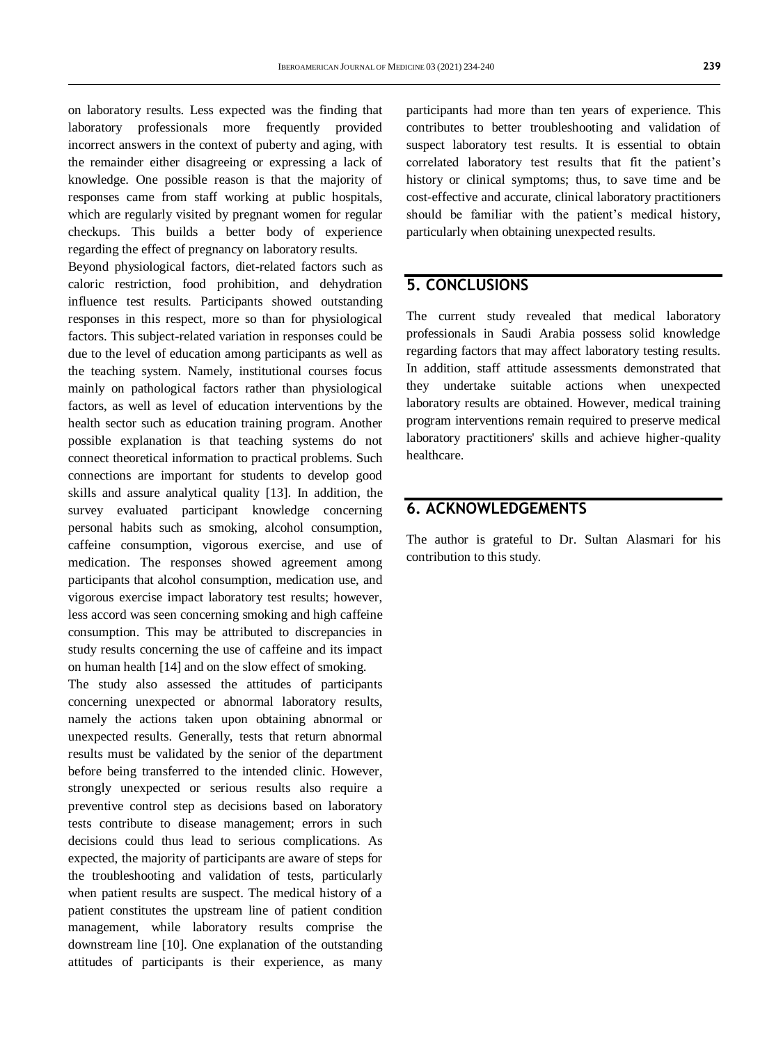on laboratory results. Less expected was the finding that laboratory professionals more frequently provided incorrect answers in the context of puberty and aging, with the remainder either disagreeing or expressing a lack of knowledge. One possible reason is that the majority of responses came from staff working at public hospitals, which are regularly visited by pregnant women for regular checkups. This builds a better body of experience regarding the effect of pregnancy on laboratory results.

Beyond physiological factors, diet-related factors such as caloric restriction, food prohibition, and dehydration influence test results. Participants showed outstanding responses in this respect, more so than for physiological factors. This subject-related variation in responses could be due to the level of education among participants as well as the teaching system. Namely, institutional courses focus mainly on pathological factors rather than physiological factors, as well as level of education interventions by the health sector such as education training program. Another possible explanation is that teaching systems do not connect theoretical information to practical problems. Such connections are important for students to develop good skills and assure analytical quality [13]. In addition, the survey evaluated participant knowledge concerning personal habits such as smoking, alcohol consumption, caffeine consumption, vigorous exercise, and use of medication. The responses showed agreement among participants that alcohol consumption, medication use, and vigorous exercise impact laboratory test results; however, less accord was seen concerning smoking and high caffeine consumption. This may be attributed to discrepancies in study results concerning the use of caffeine and its impact on human health [14] and on the slow effect of smoking.

The study also assessed the attitudes of participants concerning unexpected or abnormal laboratory results, namely the actions taken upon obtaining abnormal or unexpected results. Generally, tests that return abnormal results must be validated by the senior of the department before being transferred to the intended clinic. However, strongly unexpected or serious results also require a preventive control step as decisions based on laboratory tests contribute to disease management; errors in such decisions could thus lead to serious complications. As expected, the majority of participants are aware of steps for the troubleshooting and validation of tests, particularly when patient results are suspect. The medical history of a patient constitutes the upstream line of patient condition management, while laboratory results comprise the downstream line [10]. One explanation of the outstanding attitudes of participants is their experience, as many participants had more than ten years of experience. This contributes to better troubleshooting and validation of suspect laboratory test results. It is essential to obtain correlated laboratory test results that fit the patient's history or clinical symptoms; thus, to save time and be cost-effective and accurate, clinical laboratory practitioners should be familiar with the patient's medical history, particularly when obtaining unexpected results.

## 5. CONCLUSIONS

The current study revealed that medical laboratory professionals in Saudi Arabia possess solid knowledge regarding factors that may affect laboratory testing results. In addition, staff attitude assessments demonstrated that they undertake suitable actions when unexpected laboratory results are obtained. However, medical training program interventions remain required to preserve medical laboratory practitioners' skills and achieve higher-quality healthcare.

## 6. ACKNOWLEDGEMENTS

The author is grateful to Dr. Sultan Alasmari for his contribution to this study.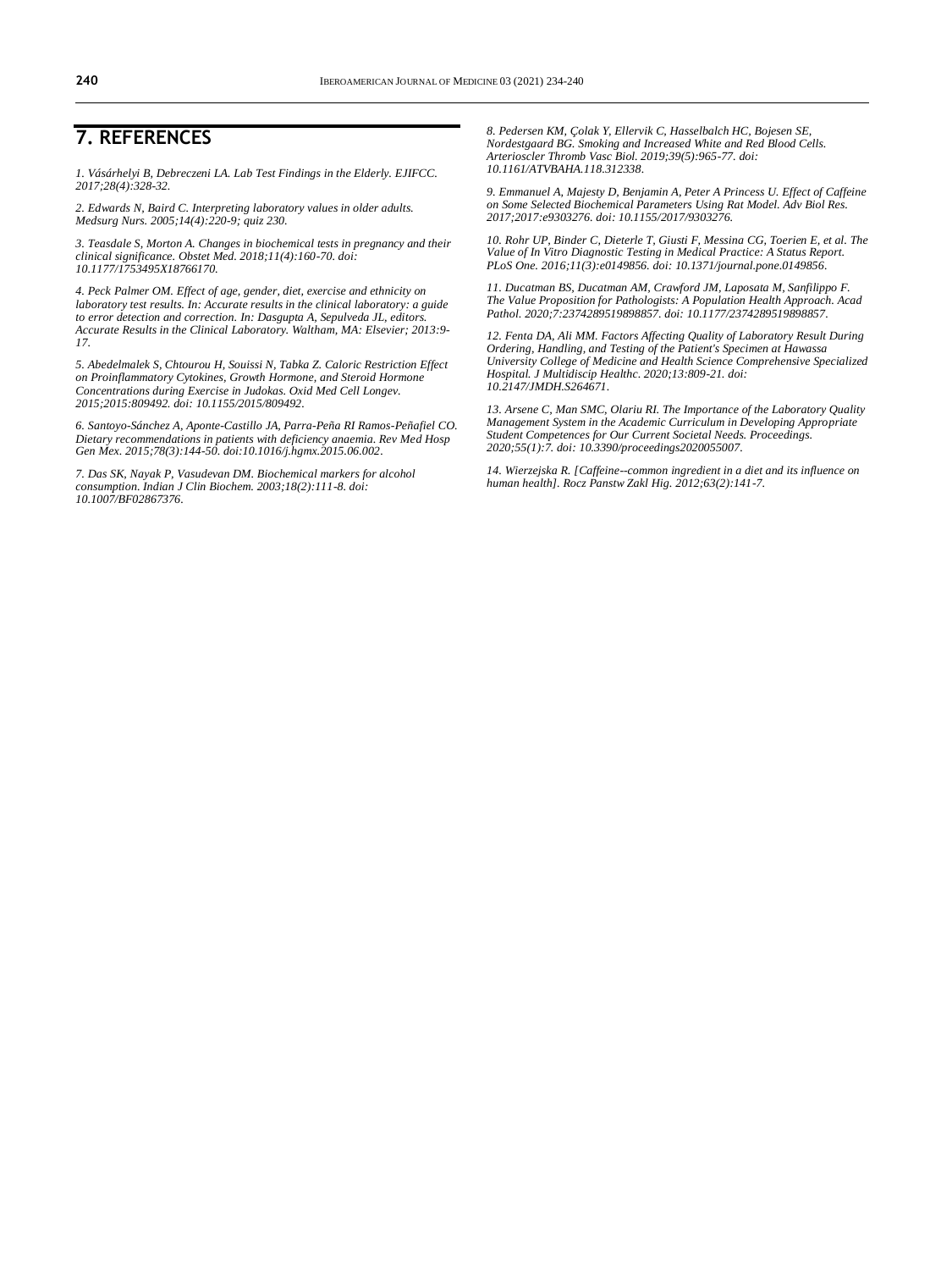## 7. REFERENCES

*1. Vásárhelyi B, Debreczeni LA. Lab Test Findings in the Elderly. EJIFCC. 2017;28(4):328-32.*

*2. Edwards N, Baird C. Interpreting laboratory values in older adults. Medsurg Nurs. 2005;14(4):220-9; quiz 230.*

*3. Teasdale S, Morton A. Changes in biochemical tests in pregnancy and their clinical significance. Obstet Med. 2018;11(4):160-70. doi: 10.1177/1753495X18766170.*

*4. Peck Palmer OM. Effect of age, gender, diet, exercise and ethnicity on laboratory test results. In: Accurate results in the clinical laboratory: a guide to error detection and correction. In: Dasgupta A, Sepulveda JL, editors. Accurate Results in the Clinical Laboratory. Waltham, MA: Elsevier; 2013:9-17.*

*5. Abedelmalek S, Chtourou H, Souissi N, Tabka Z. Caloric Restriction Effect on Proinflammatory Cytokines, Growth Hormone, and Steroid Hormone Concentrations during Exercise in Judokas. Oxid Med Cell Longev. 2015;2015:809492. doi: 10.1155/2015/809492.*

*6. Santoyo-Sánchez A, Aponte-Castillo JA, Parra-Peña RI Ramos-Peñafiel CO. Dietary recommendations in patients with deficiency anaemia. Rev Med Hosp Gen Mex. 2015;78(3):144-50. doi:10.1016/j.hgmx.2015.06.002.*

*7. Das SK, Nayak P, Vasudevan DM. Biochemical markers for alcohol consumption. Indian J Clin Biochem. 2003;18(2):111-8. doi: 10.1007/BF02867376.*

*8. Pedersen KM, Çolak Y, Ellervik C, Hasselbalch HC, Bojesen SE, Nordestgaard BG. Smoking and Increased White and Red Blood Cells. Arterioscler Thromb Vasc Biol. 2019;39(5):965-77. doi: 10.1161/ATVBAHA.118.312338.*

*9. Emmanuel A, Majesty D, Benjamin A, Peter A Princess U. Effect of Caffeine on Some Selected Biochemical Parameters Using Rat Model. Adv Biol Res. 2017;2017:e9303276. doi: 10.1155/2017/9303276.*

*10. Rohr UP, Binder C, Dieterle T, Giusti F, Messina CG, Toerien E, et al. The Value of In Vitro Diagnostic Testing in Medical Practice: A Status Report. PLoS One. 2016;11(3):e0149856. doi: 10.1371/journal.pone.0149856.*

*11. Ducatman BS, Ducatman AM, Crawford JM, Laposata M, Sanfilippo F. The Value Proposition for Pathologists: A Population Health Approach. Acad Pathol. 2020;7:2374289519898857. doi: 10.1177/2374289519898857.*

*12. Fenta DA, Ali MM. Factors Affecting Quality of Laboratory Result During Ordering, Handling, and Testing of the Patient's Specimen at Hawassa University College of Medicine and Health Science Comprehensive Specialized Hospital. J Multidiscip Healthc. 2020;13:809-21. doi: 10.2147/JMDH.S264671.*

*13. Arsene C, Man SMC, Olariu RI. The Importance of the Laboratory Quality Management System in the Academic Curriculum in Developing Appropriate Student Competences for Our Current Societal Needs. Proceedings. 2020;55(1):7. doi: 10.3390/proceedings2020055007.*

*14. Wierzejska R. [Caffeine--common ingredient in a diet and its influence on human health]. Rocz Panstw Zakl Hig. 2012;63(2):141-7.*